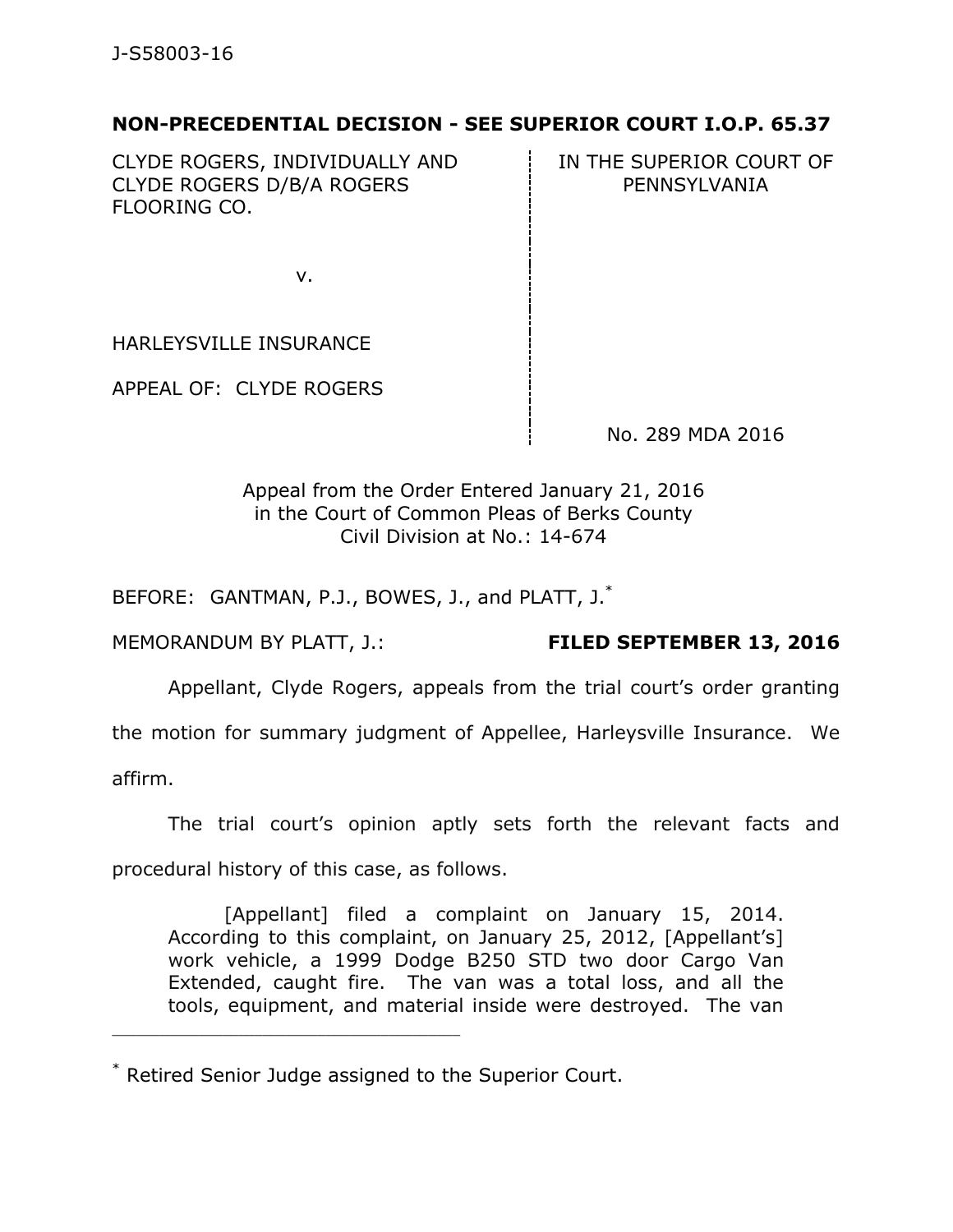J-S58003-16

**NON-PRECEDENTIAL DECISION - SEE SUPERIOR COURT I.O.P. 65.37**

| | |
|---|---|
| CLYDE ROGERS, INDIVIDUALLY AND CLYDE ROGERS D/B/A ROGERS FLOORING CO. | IN THE SUPERIOR COURT OF PENNSYLVANIA |
| v. | |
| HARLEYSVILLE INSURANCE | |
| APPEAL OF: CLYDE ROGERS | |
| | No. 289 MDA 2016 |

Appeal from the Order Entered January 21, 2016
in the Court of Common Pleas of Berks County
Civil Division at No.: 14-674

BEFORE: GANTMAN, P.J., BOWES, J., and PLATT, J.*

MEMORANDUM BY PLATT, J.: **FILED SEPTEMBER 13, 2016**

Appellant, Clyde Rogers, appeals from the trial court's order granting the motion for summary judgment of Appellee, Harleysville Insurance. We affirm.

The trial court's opinion aptly sets forth the relevant facts and procedural history of this case, as follows.

> [Appellant] filed a complaint on January 15, 2014. According to this complaint, on January 25, 2012, [Appellant's] work vehicle, a 1999 Dodge B250 STD two door Cargo Van Extended, caught fire. The van was a total loss, and all the tools, equipment, and material inside were destroyed. The van

---

\* Retired Senior Judge assigned to the Superior Court.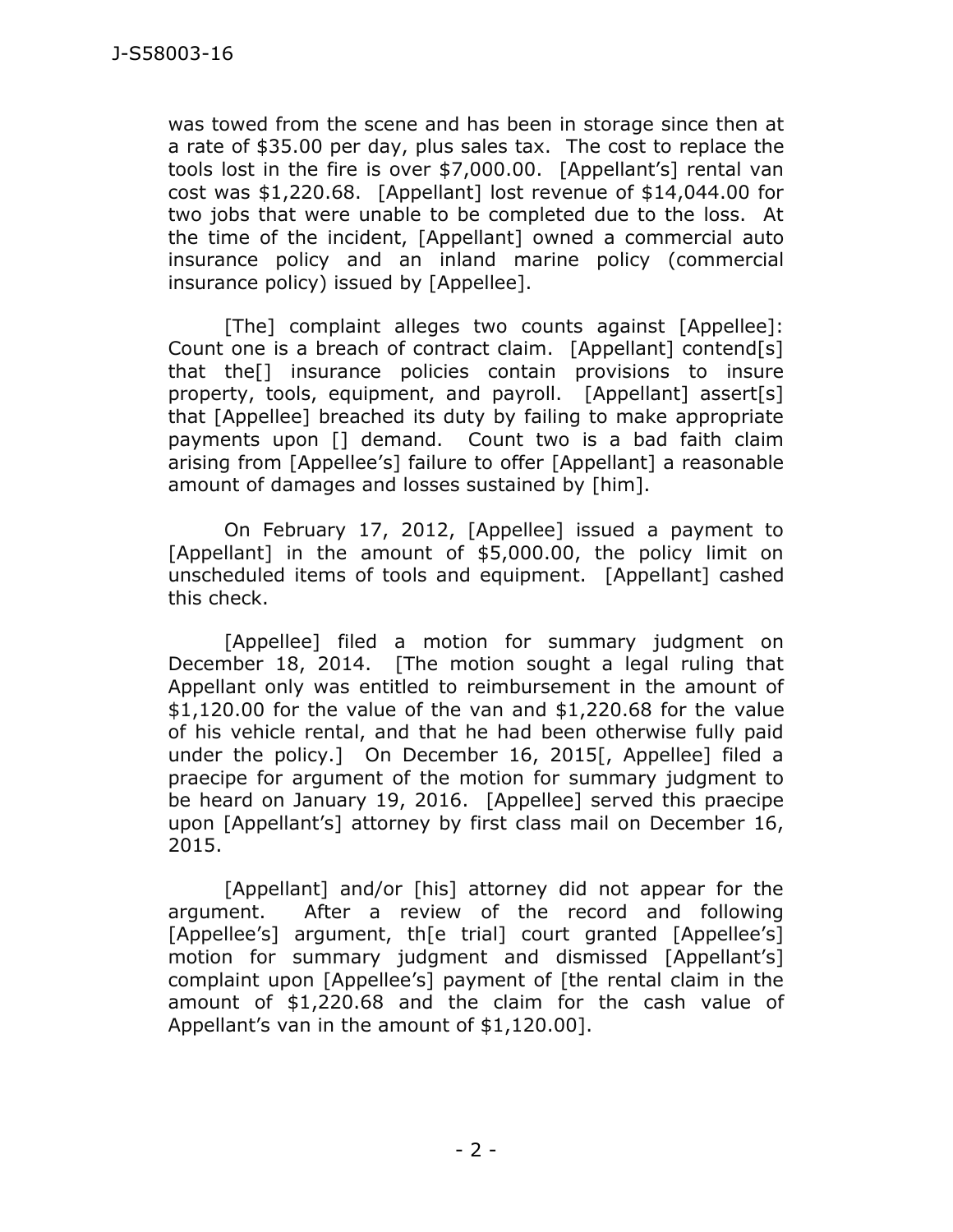was towed from the scene and has been in storage since then at a rate of $35.00 per day, plus sales tax. The cost to replace the tools lost in the fire is over $7,000.00. [Appellant's] rental van cost was $1,220.68. [Appellant] lost revenue of $14,044.00 for two jobs that were unable to be completed due to the loss. At the time of the incident, [Appellant] owned a commercial auto insurance policy and an inland marine policy (commercial insurance policy) issued by [Appellee].

[The] complaint alleges two counts against [Appellee]: Count one is a breach of contract claim. [Appellant] contend[s] that the[] insurance policies contain provisions to insure property, tools, equipment, and payroll. [Appellant] assert[s] that [Appellee] breached its duty by failing to make appropriate payments upon [] demand. Count two is a bad faith claim arising from [Appellee's] failure to offer [Appellant] a reasonable amount of damages and losses sustained by [him].

On February 17, 2012, [Appellee] issued a payment to [Appellant] in the amount of $5,000.00, the policy limit on unscheduled items of tools and equipment. [Appellant] cashed this check.

[Appellee] filed a motion for summary judgment on December 18, 2014. [The motion sought a legal ruling that Appellant only was entitled to reimbursement in the amount of $1,120.00 for the value of the van and $1,220.68 for the value of his vehicle rental, and that he had been otherwise fully paid under the policy.] On December 16, 2015[, Appellee] filed a praecipe for argument of the motion for summary judgment to be heard on January 19, 2016. [Appellee] served this praecipe upon [Appellant's] attorney by first class mail on December 16, 2015.

[Appellant] and/or [his] attorney did not appear for the argument. After a review of the record and following [Appellee's] argument, th[e trial] court granted [Appellee's] motion for summary judgment and dismissed [Appellant's] complaint upon [Appellee's] payment of [the rental claim in the amount of $1,220.68 and the claim for the cash value of Appellant's van in the amount of $1,120.00].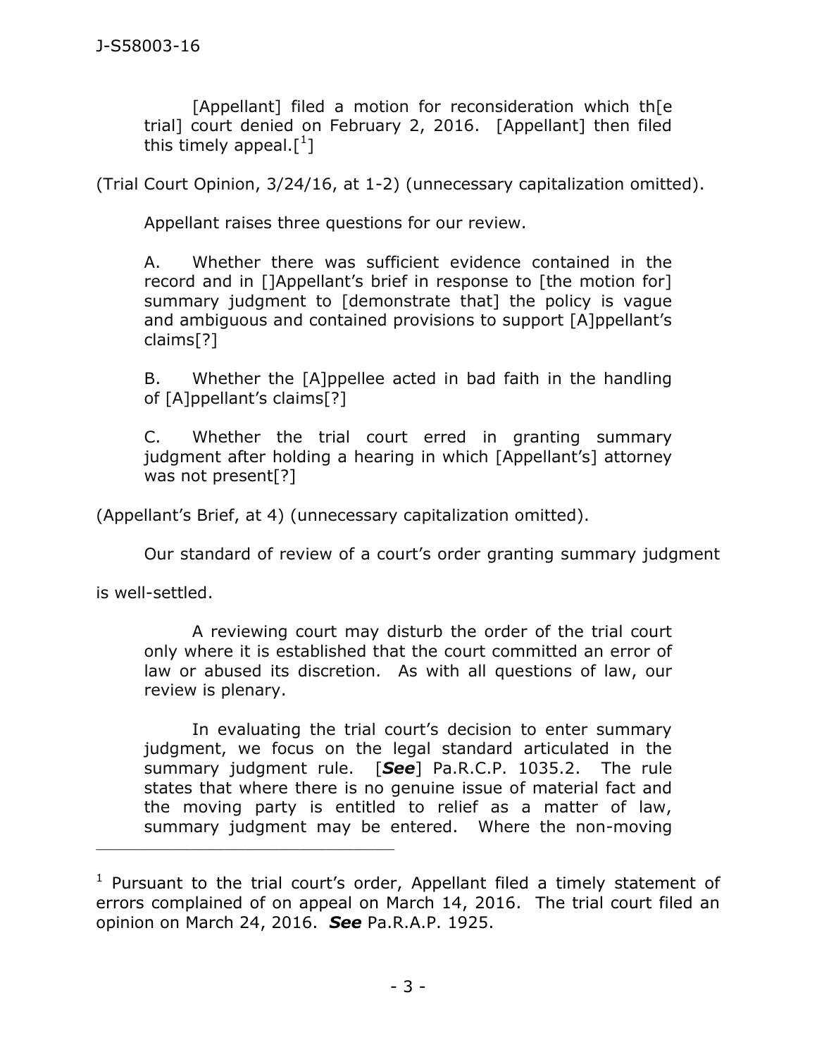> [Appellant] filed a motion for reconsideration which th[e trial] court denied on February 2, 2016. [Appellant] then filed this timely appeal.[1]

(Trial Court Opinion, 3/24/16, at 1-2) (unnecessary capitalization omitted).

Appellant raises three questions for our review.

> A. Whether there was sufficient evidence contained in the record and in []Appellant's brief in response to [the motion for] summary judgment to [demonstrate that] the policy is vague and ambiguous and contained provisions to support [A]ppellant's claims[?]
>
> B. Whether the [A]ppellee acted in bad faith in the handling of [A]ppellant's claims[?]
>
> C. Whether the trial court erred in granting summary judgment after holding a hearing in which [Appellant's] attorney was not present[?]

(Appellant's Brief, at 4) (unnecessary capitalization omitted).

Our standard of review of a court's order granting summary judgment is well-settled.

> A reviewing court may disturb the order of the trial court only where it is established that the court committed an error of law or abused its discretion. As with all questions of law, our review is plenary.
>
> In evaluating the trial court's decision to enter summary judgment, we focus on the legal standard articulated in the summary judgment rule. [***See***] Pa.R.C.P. 1035.2. The rule states that where there is no genuine issue of material fact and the moving party is entitled to relief as a matter of law, summary judgment may be entered. Where the non-moving

---

[1] Pursuant to the trial court's order, Appellant filed a timely statement of errors complained of on appeal on March 14, 2016. The trial court filed an opinion on March 24, 2016. ***See*** Pa.R.A.P. 1925.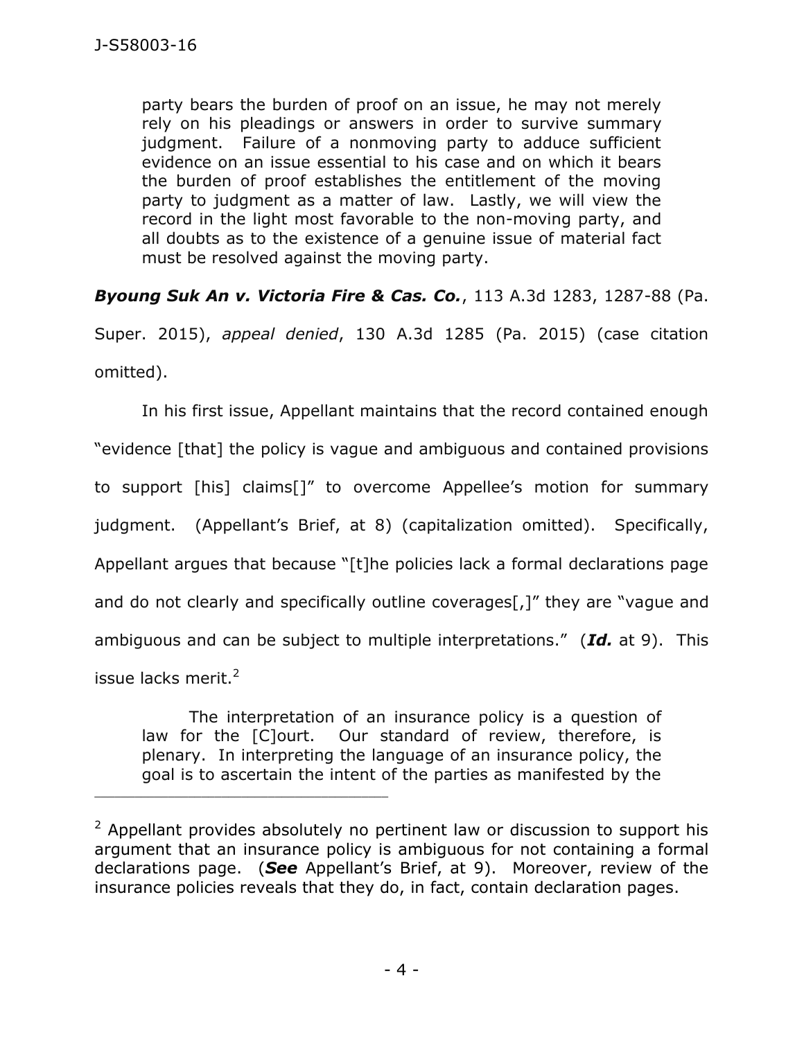party bears the burden of proof on an issue, he may not merely rely on his pleadings or answers in order to survive summary judgment. Failure of a nonmoving party to adduce sufficient evidence on an issue essential to his case and on which it bears the burden of proof establishes the entitlement of the moving party to judgment as a matter of law. Lastly, we will view the record in the light most favorable to the non-moving party, and all doubts as to the existence of a genuine issue of material fact must be resolved against the moving party.

***Byoung Suk An v. Victoria Fire & Cas. Co.***, 113 A.3d 1283, 1287-88 (Pa. Super. 2015), *appeal denied*, 130 A.3d 1285 (Pa. 2015) (case citation omitted).

In his first issue, Appellant maintains that the record contained enough "evidence [that] the policy is vague and ambiguous and contained provisions to support [his] claims[]" to overcome Appellee's motion for summary judgment. (Appellant's Brief, at 8) (capitalization omitted). Specifically, Appellant argues that because "[t]he policies lack a formal declarations page and do not clearly and specifically outline coverages[,]" they are "vague and ambiguous and can be subject to multiple interpretations." (***Id.*** at 9). This issue lacks merit.[2]

> The interpretation of an insurance policy is a question of law for the [C]ourt. Our standard of review, therefore, is plenary. In interpreting the language of an insurance policy, the goal is to ascertain the intent of the parties as manifested by the

---

[2] Appellant provides absolutely no pertinent law or discussion to support his argument that an insurance policy is ambiguous for not containing a formal declarations page. (***See*** Appellant's Brief, at 9). Moreover, review of the insurance policies reveals that they do, in fact, contain declaration pages.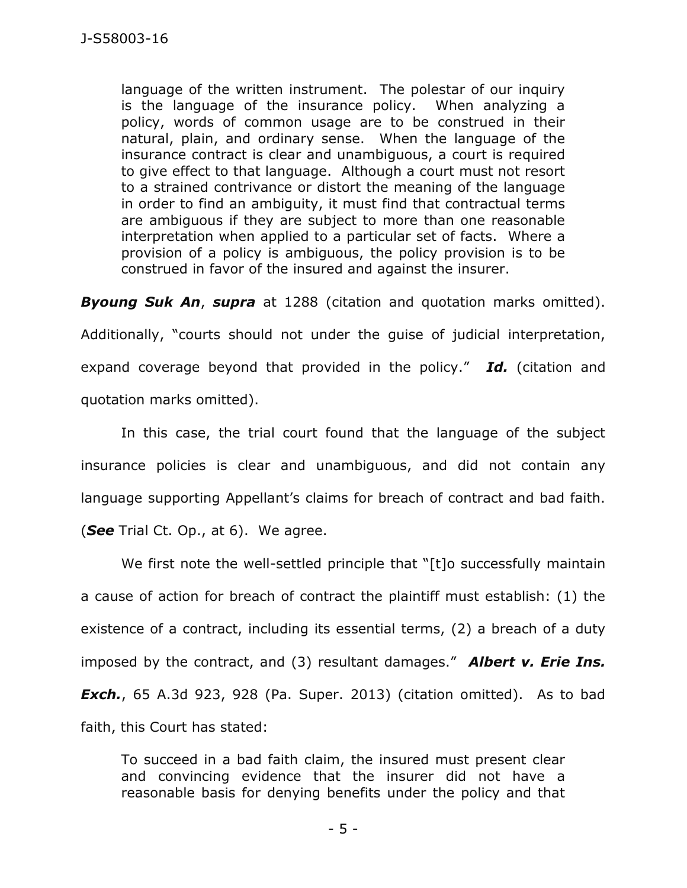> language of the written instrument. The polestar of our inquiry is the language of the insurance policy. When analyzing a policy, words of common usage are to be construed in their natural, plain, and ordinary sense. When the language of the insurance contract is clear and unambiguous, a court is required to give effect to that language. Although a court must not resort to a strained contrivance or distort the meaning of the language in order to find an ambiguity, it must find that contractual terms are ambiguous if they are subject to more than one reasonable interpretation when applied to a particular set of facts. Where a provision of a policy is ambiguous, the policy provision is to be construed in favor of the insured and against the insurer.

***Byoung Suk An***, ***supra*** at 1288 (citation and quotation marks omitted). Additionally, "courts should not under the guise of judicial interpretation, expand coverage beyond that provided in the policy." ***Id.*** (citation and quotation marks omitted).

In this case, the trial court found that the language of the subject insurance policies is clear and unambiguous, and did not contain any language supporting Appellant's claims for breach of contract and bad faith. (***See*** Trial Ct. Op., at 6). We agree.

We first note the well-settled principle that "[t]o successfully maintain a cause of action for breach of contract the plaintiff must establish: (1) the existence of a contract, including its essential terms, (2) a breach of a duty imposed by the contract, and (3) resultant damages." ***Albert v. Erie Ins. Exch.***, 65 A.3d 923, 928 (Pa. Super. 2013) (citation omitted). As to bad faith, this Court has stated:

> To succeed in a bad faith claim, the insured must present clear and convincing evidence that the insurer did not have a reasonable basis for denying benefits under the policy and that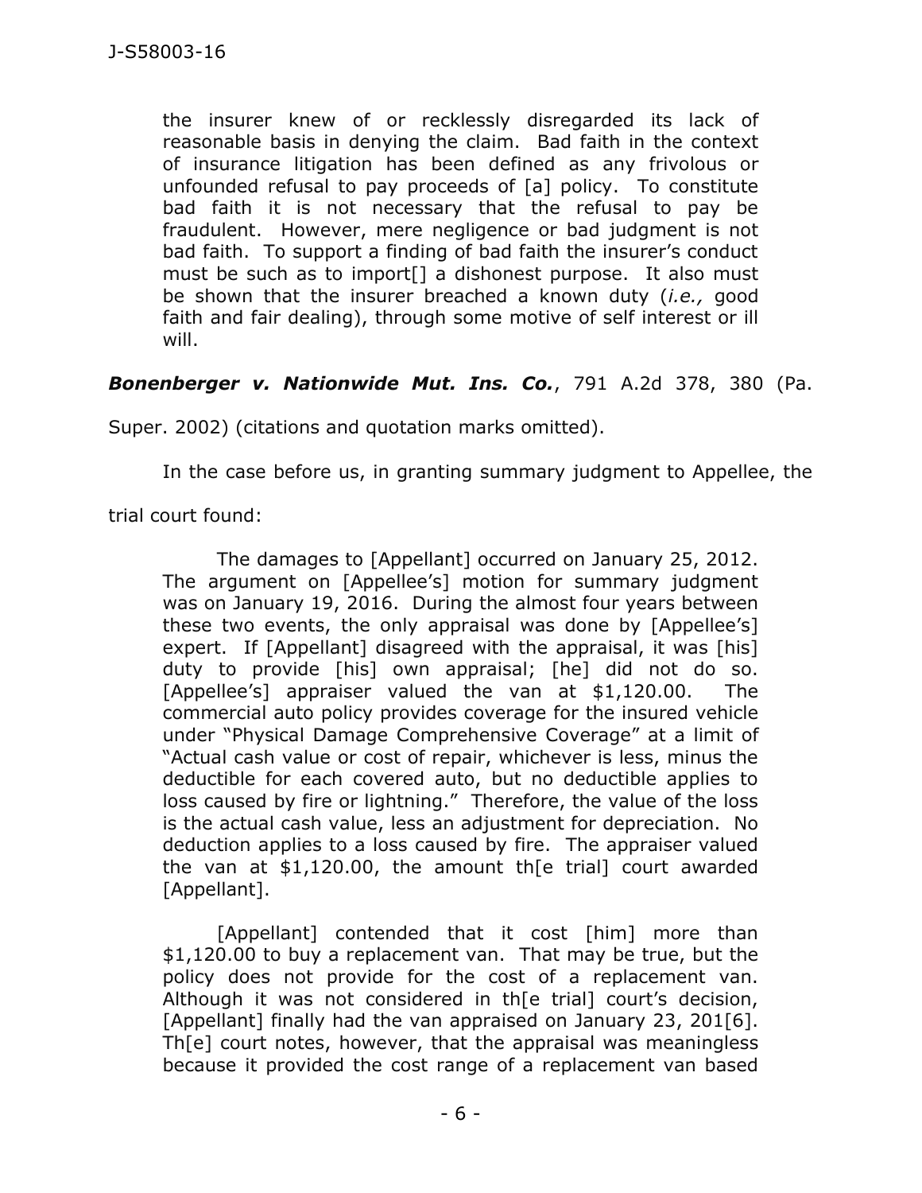> the insurer knew of or recklessly disregarded its lack of reasonable basis in denying the claim. Bad faith in the context of insurance litigation has been defined as any frivolous or unfounded refusal to pay proceeds of [a] policy. To constitute bad faith it is not necessary that the refusal to pay be fraudulent. However, mere negligence or bad judgment is not bad faith. To support a finding of bad faith the insurer's conduct must be such as to import[] a dishonest purpose. It also must be shown that the insurer breached a known duty (*i.e.,* good faith and fair dealing), through some motive of self interest or ill will.

***Bonenberger v. Nationwide Mut. Ins. Co.***, 791 A.2d 378, 380 (Pa. Super. 2002) (citations and quotation marks omitted).

In the case before us, in granting summary judgment to Appellee, the trial court found:

> The damages to [Appellant] occurred on January 25, 2012. The argument on [Appellee's] motion for summary judgment was on January 19, 2016. During the almost four years between these two events, the only appraisal was done by [Appellee's] expert. If [Appellant] disagreed with the appraisal, it was [his] duty to provide [his] own appraisal; [he] did not do so. [Appellee's] appraiser valued the van at $1,120.00. The commercial auto policy provides coverage for the insured vehicle under "Physical Damage Comprehensive Coverage" at a limit of "Actual cash value or cost of repair, whichever is less, minus the deductible for each covered auto, but no deductible applies to loss caused by fire or lightning." Therefore, the value of the loss is the actual cash value, less an adjustment for depreciation. No deduction applies to a loss caused by fire. The appraiser valued the van at $1,120.00, the amount th[e trial] court awarded [Appellant].
>
> [Appellant] contended that it cost [him] more than $1,120.00 to buy a replacement van. That may be true, but the policy does not provide for the cost of a replacement van. Although it was not considered in th[e trial] court's decision, [Appellant] finally had the van appraised on January 23, 201[6]. Th[e] court notes, however, that the appraisal was meaningless because it provided the cost range of a replacement van based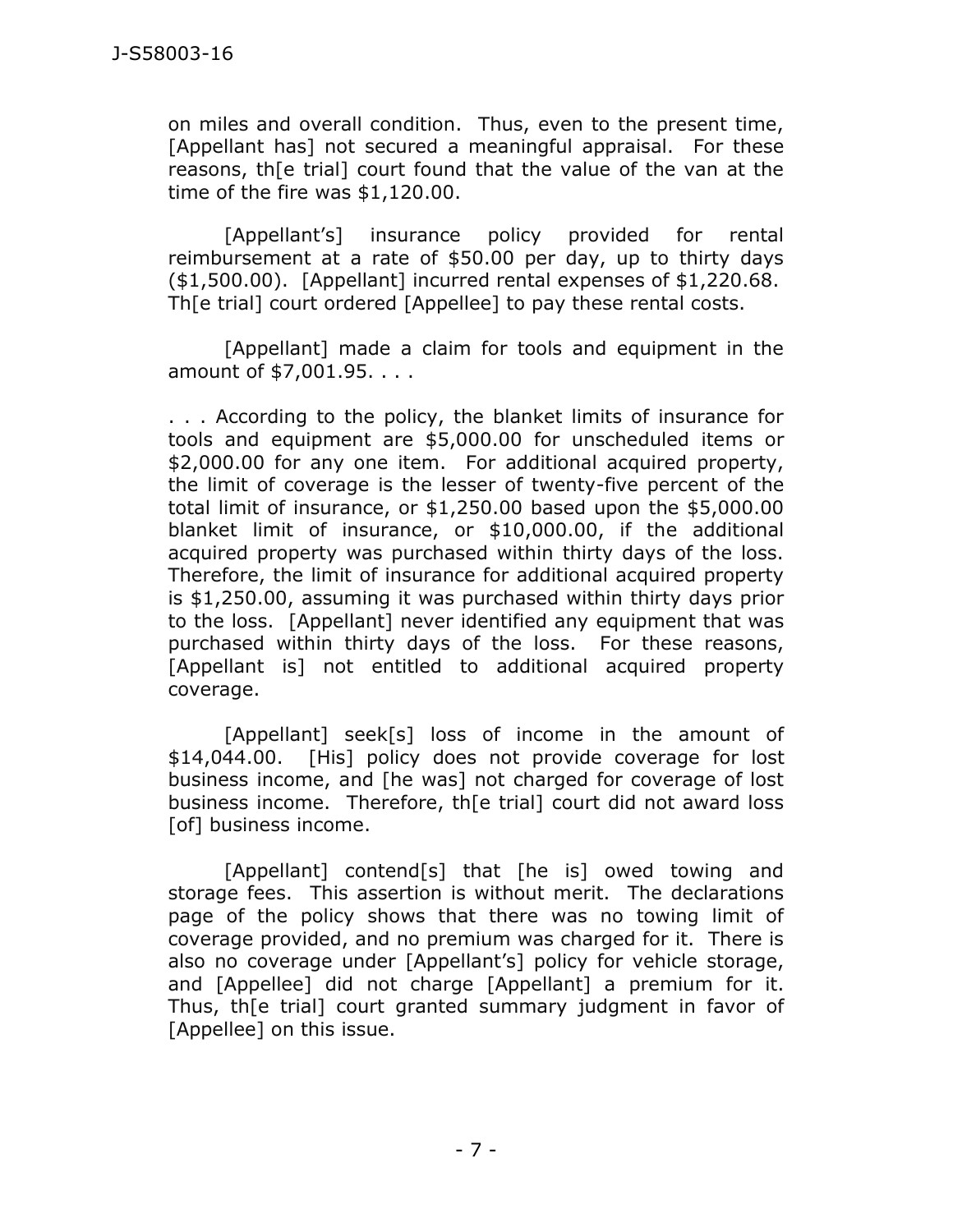on miles and overall condition. Thus, even to the present time, [Appellant has] not secured a meaningful appraisal. For these reasons, th[e trial] court found that the value of the van at the time of the fire was $1,120.00.

[Appellant's] insurance policy provided for rental reimbursement at a rate of $50.00 per day, up to thirty days ($1,500.00). [Appellant] incurred rental expenses of $1,220.68. Th[e trial] court ordered [Appellee] to pay these rental costs.

[Appellant] made a claim for tools and equipment in the amount of $7,001.95. . . .

. . . According to the policy, the blanket limits of insurance for tools and equipment are $5,000.00 for unscheduled items or $2,000.00 for any one item. For additional acquired property, the limit of coverage is the lesser of twenty-five percent of the total limit of insurance, or $1,250.00 based upon the $5,000.00 blanket limit of insurance, or $10,000.00, if the additional acquired property was purchased within thirty days of the loss. Therefore, the limit of insurance for additional acquired property is $1,250.00, assuming it was purchased within thirty days prior to the loss. [Appellant] never identified any equipment that was purchased within thirty days of the loss. For these reasons, [Appellant is] not entitled to additional acquired property coverage.

[Appellant] seek[s] loss of income in the amount of $14,044.00. [His] policy does not provide coverage for lost business income, and [he was] not charged for coverage of lost business income. Therefore, th[e trial] court did not award loss [of] business income.

[Appellant] contend[s] that [he is] owed towing and storage fees. This assertion is without merit. The declarations page of the policy shows that there was no towing limit of coverage provided, and no premium was charged for it. There is also no coverage under [Appellant's] policy for vehicle storage, and [Appellee] did not charge [Appellant] a premium for it. Thus, th[e trial] court granted summary judgment in favor of [Appellee] on this issue.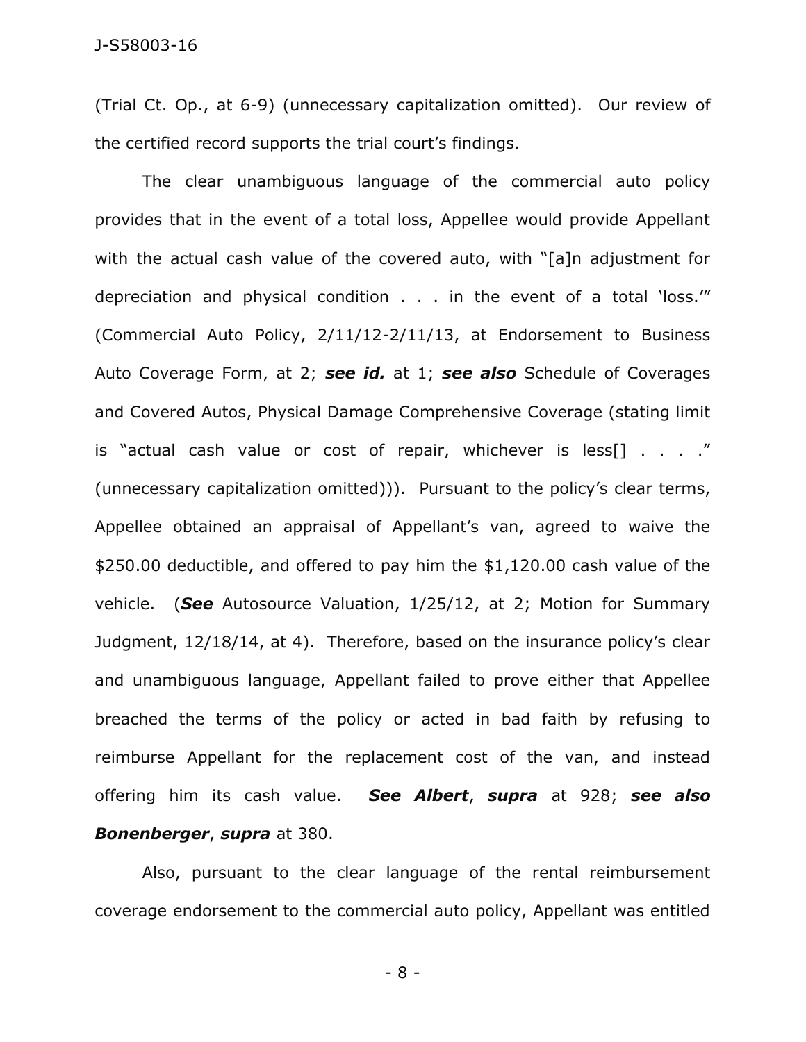(Trial Ct. Op., at 6-9) (unnecessary capitalization omitted). Our review of the certified record supports the trial court's findings.

The clear unambiguous language of the commercial auto policy provides that in the event of a total loss, Appellee would provide Appellant with the actual cash value of the covered auto, with "[a]n adjustment for depreciation and physical condition . . . in the event of a total 'loss.'" (Commercial Auto Policy, 2/11/12-2/11/13, at Endorsement to Business Auto Coverage Form, at 2; ***see id.*** at 1; ***see also*** Schedule of Coverages and Covered Autos, Physical Damage Comprehensive Coverage (stating limit is "actual cash value or cost of repair, whichever is less[] . . . ." (unnecessary capitalization omitted))). Pursuant to the policy's clear terms, Appellee obtained an appraisal of Appellant's van, agreed to waive the $250.00 deductible, and offered to pay him the $1,120.00 cash value of the vehicle. (***See*** Autosource Valuation, 1/25/12, at 2; Motion for Summary Judgment, 12/18/14, at 4). Therefore, based on the insurance policy's clear and unambiguous language, Appellant failed to prove either that Appellee breached the terms of the policy or acted in bad faith by refusing to reimburse Appellant for the replacement cost of the van, and instead offering him its cash value. ***See Albert***, ***supra*** at 928; ***see also Bonenberger***, ***supra*** at 380.

Also, pursuant to the clear language of the rental reimbursement coverage endorsement to the commercial auto policy, Appellant was entitled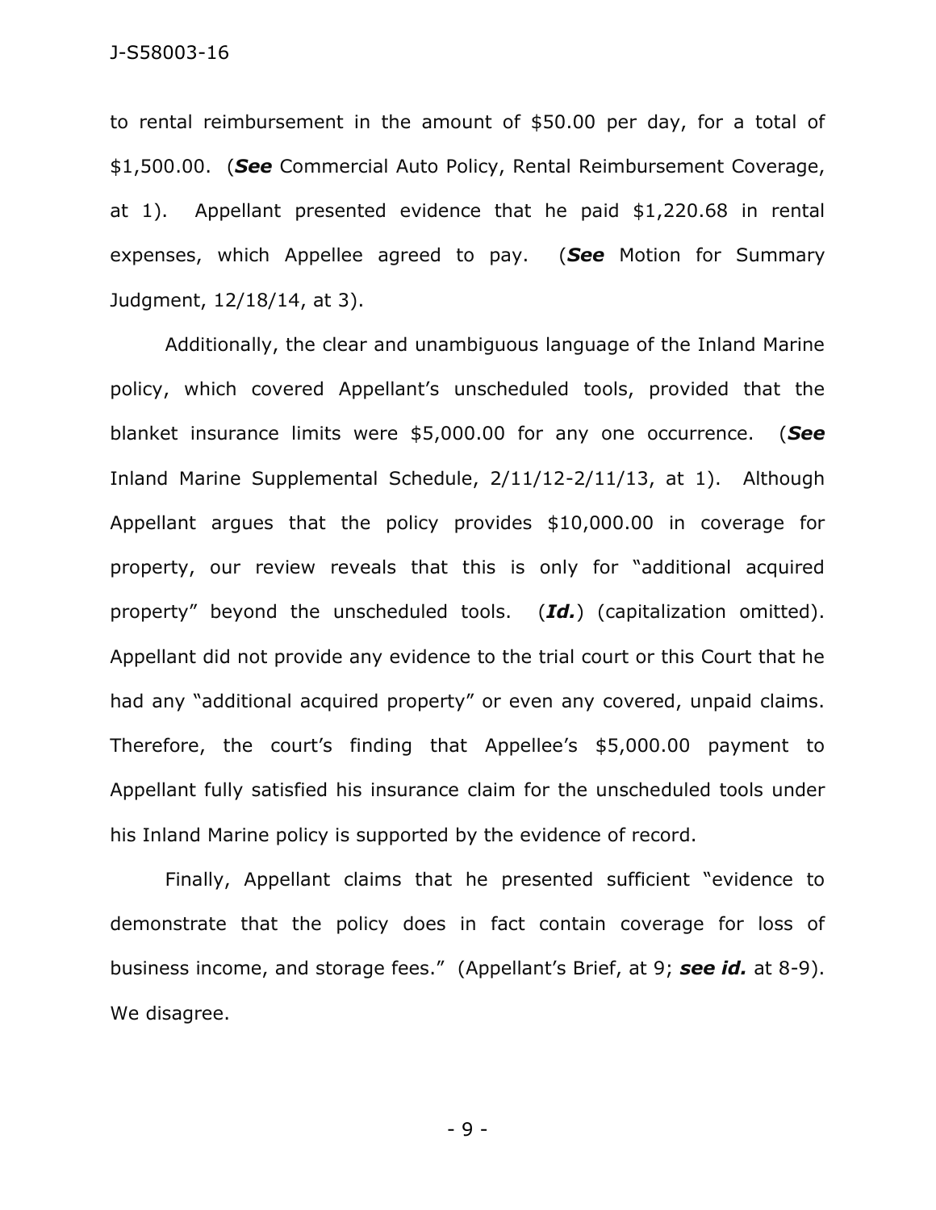to rental reimbursement in the amount of $50.00 per day, for a total of $1,500.00. (***See*** Commercial Auto Policy, Rental Reimbursement Coverage, at 1). Appellant presented evidence that he paid $1,220.68 in rental expenses, which Appellee agreed to pay. (***See*** Motion for Summary Judgment, 12/18/14, at 3).

Additionally, the clear and unambiguous language of the Inland Marine policy, which covered Appellant's unscheduled tools, provided that the blanket insurance limits were $5,000.00 for any one occurrence. (***See*** Inland Marine Supplemental Schedule, 2/11/12-2/11/13, at 1). Although Appellant argues that the policy provides $10,000.00 in coverage for property, our review reveals that this is only for "additional acquired property" beyond the unscheduled tools. (***Id.***) (capitalization omitted). Appellant did not provide any evidence to the trial court or this Court that he had any "additional acquired property" or even any covered, unpaid claims. Therefore, the court's finding that Appellee's $5,000.00 payment to Appellant fully satisfied his insurance claim for the unscheduled tools under his Inland Marine policy is supported by the evidence of record.

Finally, Appellant claims that he presented sufficient "evidence to demonstrate that the policy does in fact contain coverage for loss of business income, and storage fees." (Appellant's Brief, at 9; ***see id.*** at 8-9). We disagree.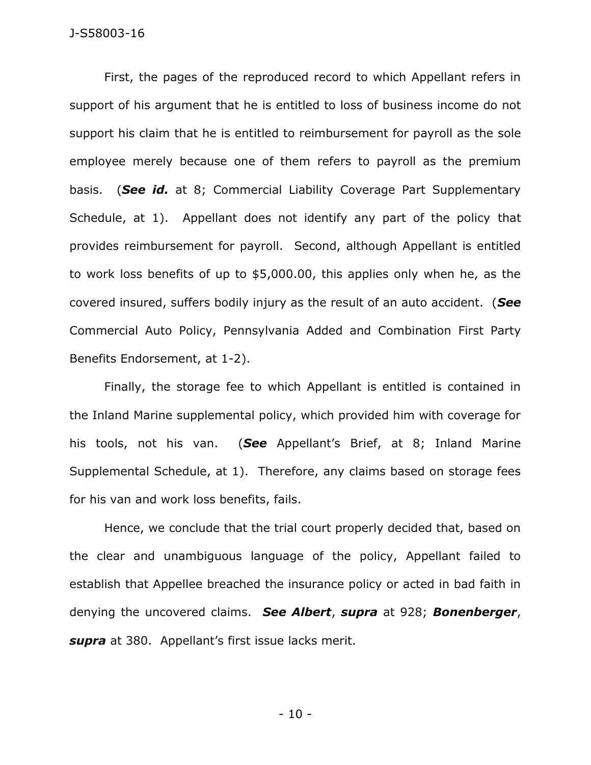First, the pages of the reproduced record to which Appellant refers in support of his argument that he is entitled to loss of business income do not support his claim that he is entitled to reimbursement for payroll as the sole employee merely because one of them refers to payroll as the premium basis. (***See id.*** at 8; Commercial Liability Coverage Part Supplementary Schedule, at 1). Appellant does not identify any part of the policy that provides reimbursement for payroll. Second, although Appellant is entitled to work loss benefits of up to $5,000.00, this applies only when he, as the covered insured, suffers bodily injury as the result of an auto accident. (***See*** Commercial Auto Policy, Pennsylvania Added and Combination First Party Benefits Endorsement, at 1-2).

Finally, the storage fee to which Appellant is entitled is contained in the Inland Marine supplemental policy, which provided him with coverage for his tools, not his van. (***See*** Appellant's Brief, at 8; Inland Marine Supplemental Schedule, at 1). Therefore, any claims based on storage fees for his van and work loss benefits, fails.

Hence, we conclude that the trial court properly decided that, based on the clear and unambiguous language of the policy, Appellant failed to establish that Appellee breached the insurance policy or acted in bad faith in denying the uncovered claims. ***See Albert***, ***supra*** at 928; ***Bonenberger***, ***supra*** at 380. Appellant's first issue lacks merit.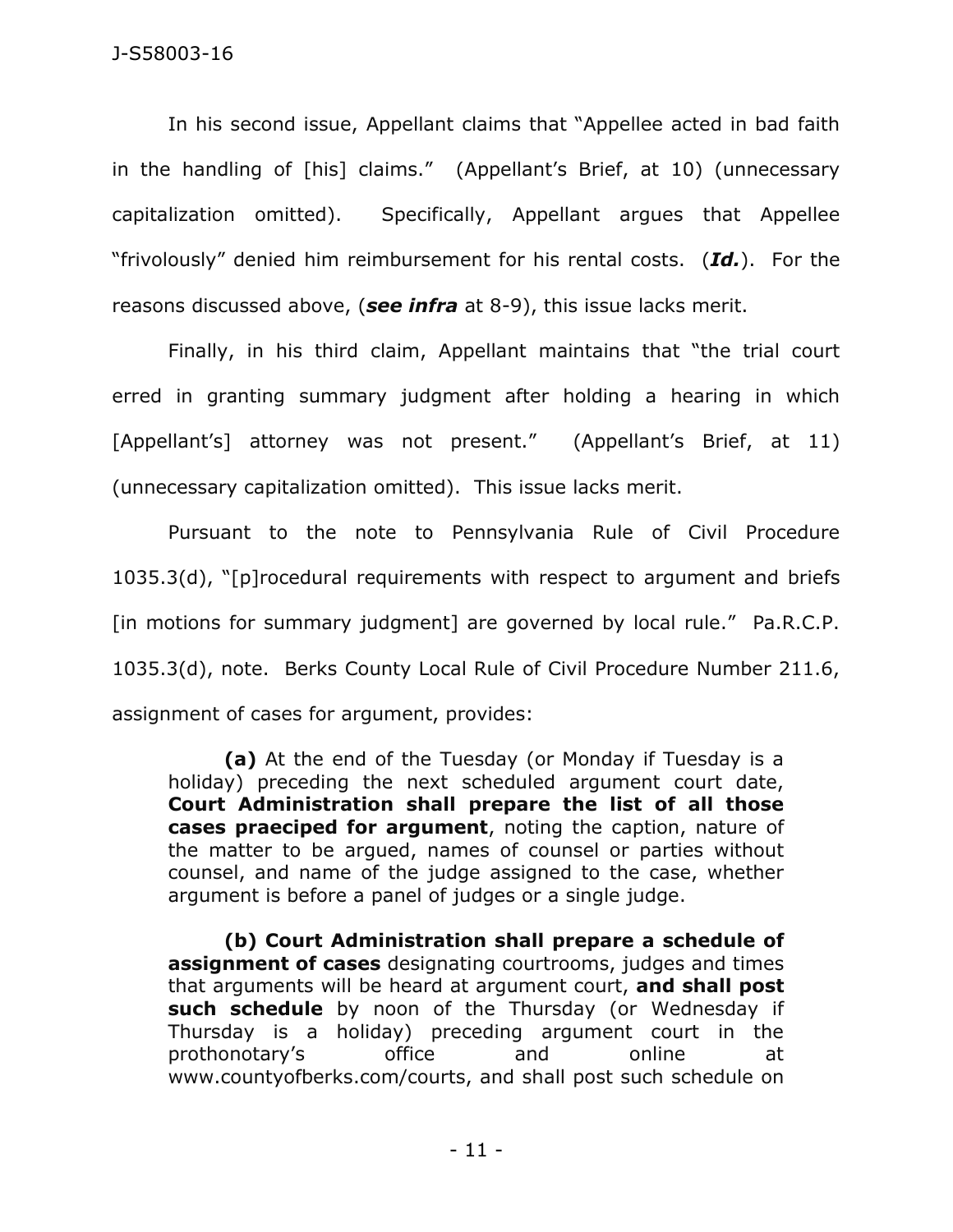In his second issue, Appellant claims that "Appellee acted in bad faith in the handling of [his] claims." (Appellant's Brief, at 10) (unnecessary capitalization omitted). Specifically, Appellant argues that Appellee "frivolously" denied him reimbursement for his rental costs. (***Id.***). For the reasons discussed above, (***see infra*** at 8-9), this issue lacks merit.

Finally, in his third claim, Appellant maintains that "the trial court erred in granting summary judgment after holding a hearing in which [Appellant's] attorney was not present." (Appellant's Brief, at 11) (unnecessary capitalization omitted). This issue lacks merit.

Pursuant to the note to Pennsylvania Rule of Civil Procedure 1035.3(d), "[p]rocedural requirements with respect to argument and briefs [in motions for summary judgment] are governed by local rule." Pa.R.C.P. 1035.3(d), note. Berks County Local Rule of Civil Procedure Number 211.6, assignment of cases for argument, provides:

> **(a)** At the end of the Tuesday (or Monday if Tuesday is a holiday) preceding the next scheduled argument court date, **Court Administration shall prepare the list of all those cases praeciped for argument**, noting the caption, nature of the matter to be argued, names of counsel or parties without counsel, and name of the judge assigned to the case, whether argument is before a panel of judges or a single judge.
>
> **(b) Court Administration shall prepare a schedule of assignment of cases** designating courtrooms, judges and times that arguments will be heard at argument court, **and shall post such schedule** by noon of the Thursday (or Wednesday if Thursday is a holiday) preceding argument court in the prothonotary's office and online at www.countyofberks.com/courts, and shall post such schedule on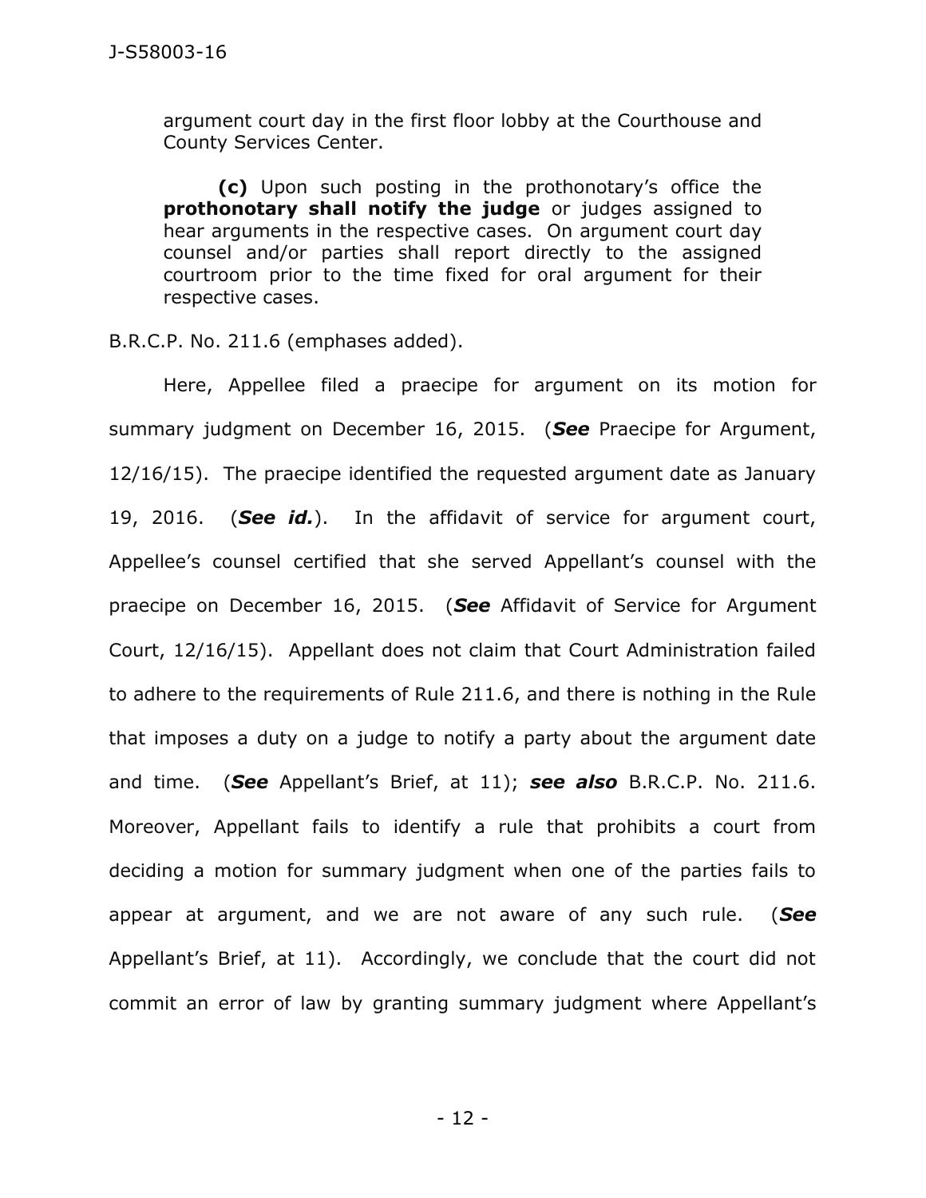argument court day in the first floor lobby at the Courthouse and County Services Center.

> **(c)** Upon such posting in the prothonotary's office the **prothonotary shall notify the judge** or judges assigned to hear arguments in the respective cases. On argument court day counsel and/or parties shall report directly to the assigned courtroom prior to the time fixed for oral argument for their respective cases.

B.R.C.P. No. 211.6 (emphases added).

Here, Appellee filed a praecipe for argument on its motion for summary judgment on December 16, 2015. (***See*** Praecipe for Argument, 12/16/15). The praecipe identified the requested argument date as January 19, 2016. (***See id.***). In the affidavit of service for argument court, Appellee's counsel certified that she served Appellant's counsel with the praecipe on December 16, 2015. (***See*** Affidavit of Service for Argument Court, 12/16/15). Appellant does not claim that Court Administration failed to adhere to the requirements of Rule 211.6, and there is nothing in the Rule that imposes a duty on a judge to notify a party about the argument date and time. (***See*** Appellant's Brief, at 11); ***see also*** B.R.C.P. No. 211.6. Moreover, Appellant fails to identify a rule that prohibits a court from deciding a motion for summary judgment when one of the parties fails to appear at argument, and we are not aware of any such rule. (***See*** Appellant's Brief, at 11). Accordingly, we conclude that the court did not commit an error of law by granting summary judgment where Appellant's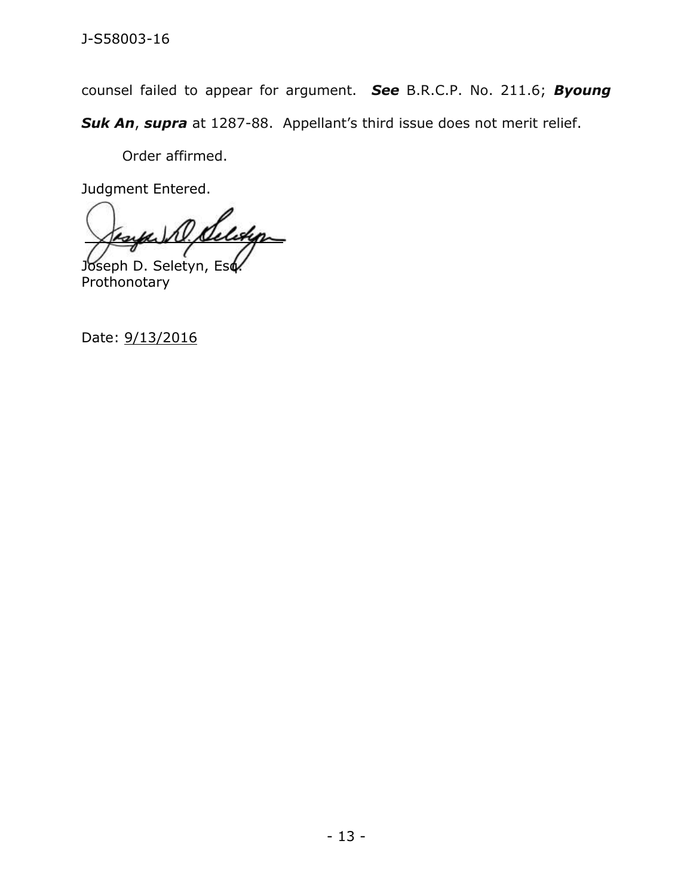counsel failed to appear for argument. ***See*** B.R.C.P. No. 211.6; ***Byoung Suk An***, ***supra*** at 1287-88. Appellant's third issue does not merit relief.

Order affirmed.

Judgment Entered.

Joseph D. Seletyn, Esq.
Prothonotary

Date: 9/13/2016